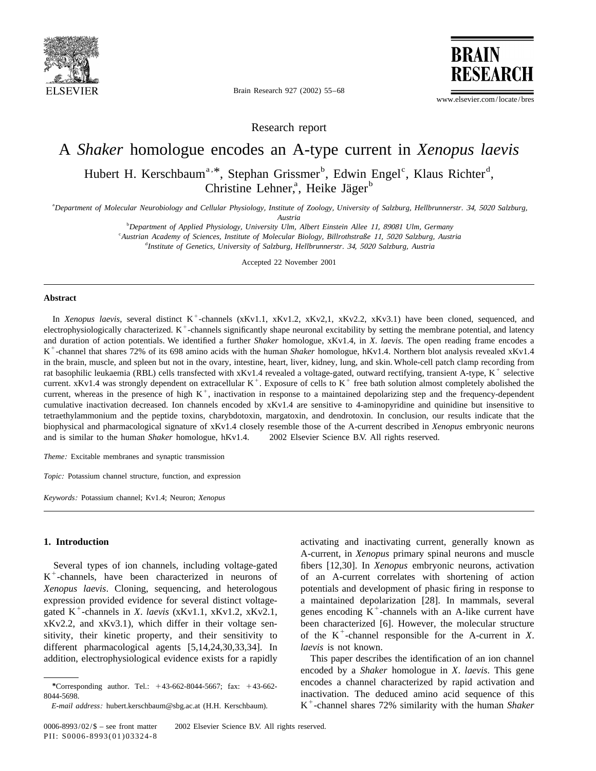Research report

# A *Shaker* homologue encodes an A-type current in *Xenopus laevis*

Hubert H. Kerschbaum[a,*], Stephan Grissmer[b], Edwin Engel[c], Klaus Richter[d], Christine Lehner[a], Heike Jäger[b]

[a] *Department of Molecular Neurobiology and Cellular Physiology, Institute of Zoology, University of Salzburg, Hellbrunnerstr. 34, 5020 Salzburg, Austria*

[b] *Department of Applied Physiology, University Ulm, Albert Einstein Allee 11, 89081 Ulm, Germany*

[c] *Austrian Academy of Sciences, Institute of Molecular Biology, Billrothstraße 11, 5020 Salzburg, Austria*

[d] *Institute of Genetics, University of Salzburg, Hellbrunnerstr. 34, 5020 Salzburg, Austria*

Accepted 22 November 2001

## Abstract

In *Xenopus laevis*, several distinct $K^+$-channels (xKv1.1, xKv1.2, xKv2,1, xKv2.2, xKv3.1) have been cloned, sequenced, and electrophysiologically characterized. $K^+$-channels significantly shape neuronal excitability by setting the membrane potential, and latency and duration of action potentials. We identified a further *Shaker* homologue, xKv1.4, in *X. laevis*. The open reading frame encodes a $K^+$-channel that shares 72% of its 698 amino acids with the human *Shaker* homologue, hKv1.4. Northern blot analysis revealed xKv1.4 in the brain, muscle, and spleen but not in the ovary, intestine, heart, liver, kidney, lung, and skin. Whole-cell patch clamp recording from rat basophilic leukaemia (RBL) cells transfected with xKv1.4 revealed a voltage-gated, outward rectifying, transient A-type, $K^+$ selective current. xKv1.4 was strongly dependent on extracellular $K^+$. Exposure of cells to $K^+$ free bath solution almost completely abolished the current, whereas in the presence of high $K^+$, inactivation in response to a maintained depolarizing step and the frequency-dependent cumulative inactivation decreased. Ion channels encoded by xKv1.4 are sensitive to 4-aminopyridine and quinidine but insensitive to tetraethylammonium and the peptide toxins, charybdotoxin, margatoxin, and dendrotoxin. In conclusion, our results indicate that the biophysical and pharmacological signature of xKv1.4 closely resemble those of the A-current described in *Xenopus* embryonic neurons and is similar to the human *Shaker* homologue, hKv1.4. © 2002 Elsevier Science B.V. All rights reserved.

*Theme:* Excitable membranes and synaptic transmission

*Topic:* Potassium channel structure, function, and expression

*Keywords:* Potassium channel; Kv1.4; Neuron; *Xenopus*

## 1. Introduction

Several types of ion channels, including voltage-gated $K^+$-channels, have been characterized in neurons of *Xenopus laevis*. Cloning, sequencing, and heterologous expression provided evidence for several distinct voltage-gated $K^+$-channels in *X. laevis* (xKv1.1, xKv1.2, xKv2.1, xKv2.2, and xKv3.1), which differ in their voltage sensitivity, their kinetic property, and their sensitivity to different pharmacological agents [5,14,24,30,33,34]. In addition, electrophysiological evidence exists for a rapidly activating and inactivating current, generally known as A-current, in *Xenopus* primary spinal neurons and muscle fibers [12,30]. In *Xenopus* embryonic neurons, activation of an A-current correlates with shortening of action potentials and development of phasic firing in response to a maintained depolarization [28]. In mammals, several genes encoding $K^+$-channels with an A-like current have been characterized [6]. However, the molecular structure of the $K^+$-channel responsible for the A-current in *X. laevis* is not known.

This paper describes the identification of an ion channel encoded by a *Shaker* homologue in *X. laevis*. This gene encodes a channel characterized by rapid activation and inactivation. The deduced amino acid sequence of this $K^+$-channel shares 72% similarity with the human *Shaker*

---

*Corresponding author. Tel.: +43-662-8044-5667; fax: +43-662-8044-5698.

*E-mail address:* hubert.kerschbaum@sbg.ac.at (H.H. Kerschbaum).

0006-8993/02/$ – see front matter © 2002 Elsevier Science B.V. All rights reserved.
PII: S0006-8993(01)03324-8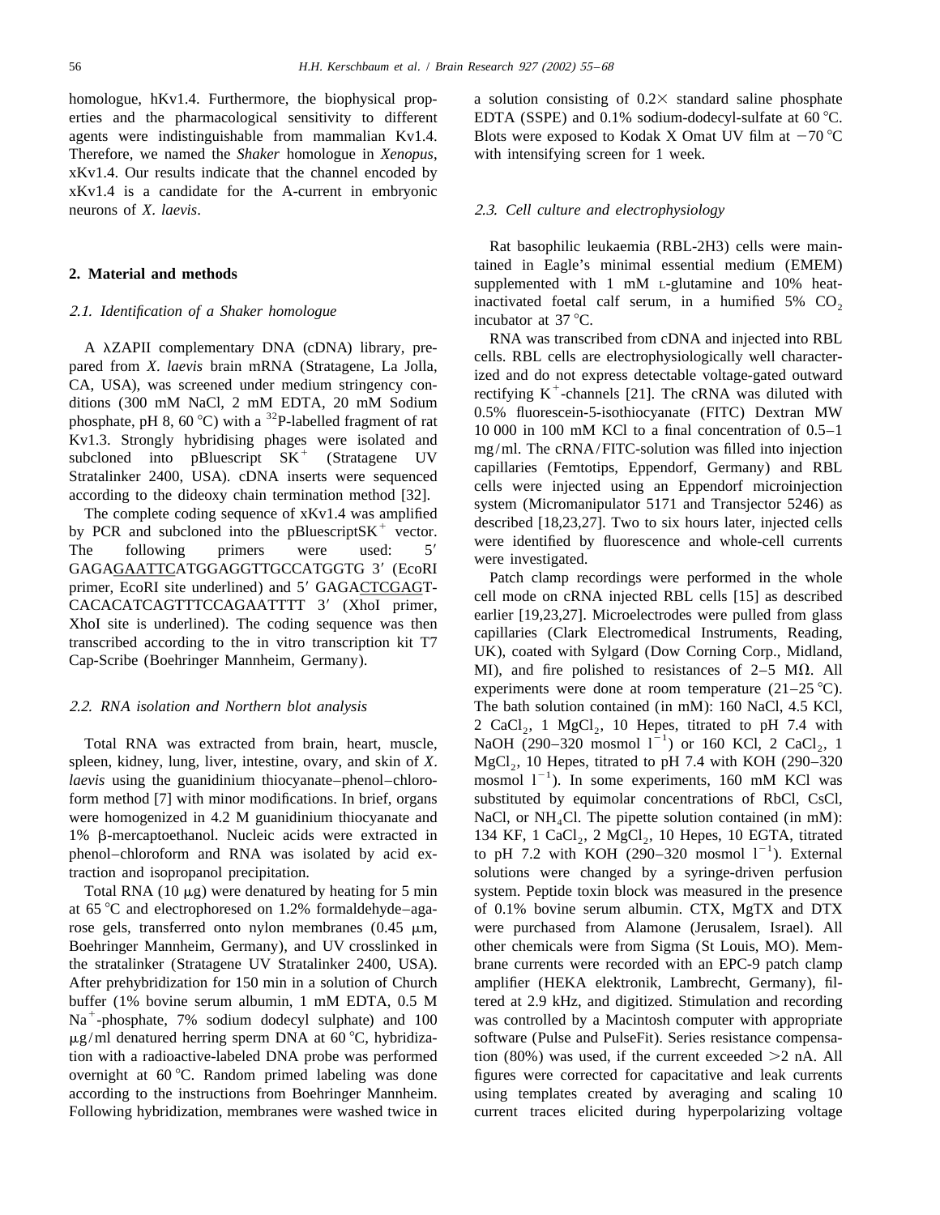homologue, hKv1.4. Furthermore, the biophysical properties and the pharmacological sensitivity to different agents were indistinguishable from mammalian Kv1.4. Therefore, we named the *Shaker* homologue in *Xenopus*, xKv1.4. Our results indicate that the channel encoded by xKv1.4 is a candidate for the A-current in embryonic neurons of *X. laevis*.

## 2. Material and methods

### *2.1. Identification of a Shaker homologue*

A λZAPII complementary DNA (cDNA) library, prepared from *X. laevis* brain mRNA (Stratagene, La Jolla, CA, USA), was screened under medium stringency conditions (300 mM NaCl, 2 mM EDTA, 20 mM Sodium phosphate, pH 8, 60 °C) with a $^{32}$P-labelled fragment of rat Kv1.3. Strongly hybridising phages were isolated and subcloned into pBluescript SK$^+$ (Stratagene UV Stratalinker 2400, USA). cDNA inserts were sequenced according to the dideoxy chain termination method [32].

The complete coding sequence of xKv1.4 was amplified by PCR and subcloned into the pBluescriptSK$^+$ vector. The following primers were used: 5′ GAGAGAATTCATGGAGGTTGCCATGGTG 3′ (EcoRI primer, EcoRI site underlined) and 5′ GAGACTCGAGTCACACATCAGTTTCCAGAATTTT 3′ (XhoI primer, XhoI site is underlined). The coding sequence was then transcribed according to the in vitro transcription kit T7 Cap-Scribe (Boehringer Mannheim, Germany).

### *2.2. RNA isolation and Northern blot analysis*

Total RNA was extracted from brain, heart, muscle, spleen, kidney, lung, liver, intestine, ovary, and skin of *X. laevis* using the guanidinium thiocyanate–phenol–chloroform method [7] with minor modifications. In brief, organs were homogenized in 4.2 M guanidinium thiocyanate and 1% β-mercaptoethanol. Nucleic acids were extracted in phenol–chloroform and RNA was isolated by acid extraction and isopropanol precipitation.

Total RNA (10 μg) were denatured by heating for 5 min at 65 °C and electrophoresed on 1.2% formaldehyde–agarose gels, transferred onto nylon membranes (0.45 μm, Boehringer Mannheim, Germany), and UV crosslinked in the stratalinker (Stratagene UV Stratalinker 2400, USA). After prehybridization for 150 min in a solution of Church buffer (1% bovine serum albumin, 1 mM EDTA, 0.5 M $Na^+$-phosphate, 7% sodium dodecyl sulphate) and 100 μg/ml denatured herring sperm DNA at 60 °C, hybridization with a radioactive-labeled DNA probe was performed overnight at 60 °C. Random primed labeling was done according to the instructions from Boehringer Mannheim. Following hybridization, membranes were washed twice in a solution consisting of 0.2× standard saline phosphate EDTA (SSPE) and 0.1% sodium-dodecyl-sulfate at 60 °C. Blots were exposed to Kodak X Omat UV film at −70 °C with intensifying screen for 1 week.

### *2.3. Cell culture and electrophysiology*

Rat basophilic leukaemia (RBL-2H3) cells were maintained in Eagle's minimal essential medium (EMEM) supplemented with 1 mM L-glutamine and 10% heat-inactivated foetal calf serum, in a humified 5% $CO_2$ incubator at 37 °C.

RNA was transcribed from cDNA and injected into RBL cells. RBL cells are electrophysiologically well characterized and do not express detectable voltage-gated outward rectifying $K^+$-channels [21]. The cRNA was diluted with 0.5% fluorescein-5-isothiocyanate (FITC) Dextran MW 10 000 in 100 mM KCl to a final concentration of 0.5–1 mg/ml. The cRNA/FITC-solution was filled into injection capillaries (Femtotips, Eppendorf, Germany) and RBL cells were injected using an Eppendorf microinjection system (Micromanipulator 5171 and Transjector 5246) as described [18,23,27]. Two to six hours later, injected cells were identified by fluorescence and whole-cell currents were investigated.

Patch clamp recordings were performed in the whole cell mode on cRNA injected RBL cells [15] as described earlier [19,23,27]. Microelectrodes were pulled from glass capillaries (Clark Electromedical Instruments, Reading, UK), coated with Sylgard (Dow Corning Corp., Midland, MI), and fire polished to resistances of 2–5 MΩ. All experiments were done at room temperature (21–25 °C). The bath solution contained (in mM): 160 NaCl, 4.5 KCl, 2 $CaCl_2$, 1 $MgCl_2$, 10 Hepes, titrated to pH 7.4 with NaOH (290–320 mosmol $l^{-1}$) or 160 KCl, 2 $CaCl_2$, 1 $MgCl_2$, 10 Hepes, titrated to pH 7.4 with KOH (290–320 mosmol $l^{-1}$). In some experiments, 160 mM KCl was substituted by equimolar concentrations of RbCl, CsCl, NaCl, or $NH_4Cl$. The pipette solution contained (in mM): 134 KF, 1 $CaCl_2$, 2 $MgCl_2$, 10 Hepes, 10 EGTA, titrated to pH 7.2 with KOH (290–320 mosmol $l^{-1}$). External solutions were changed by a syringe-driven perfusion system. Peptide toxin block was measured in the presence of 0.1% bovine serum albumin. CTX, MgTX and DTX were purchased from Alamone (Jerusalem, Israel). All other chemicals were from Sigma (St Louis, MO). Membrane currents were recorded with an EPC-9 patch clamp amplifier (HEKA elektronik, Lambrecht, Germany), filtered at 2.9 kHz, and digitized. Stimulation and recording was controlled by a Macintosh computer with appropriate software (Pulse and PulseFit). Series resistance compensation (80%) was used, if the current exceeded >2 nA. All figures were corrected for capacitative and leak currents using templates created by averaging and scaling 10 current traces elicited during hyperpolarizing voltage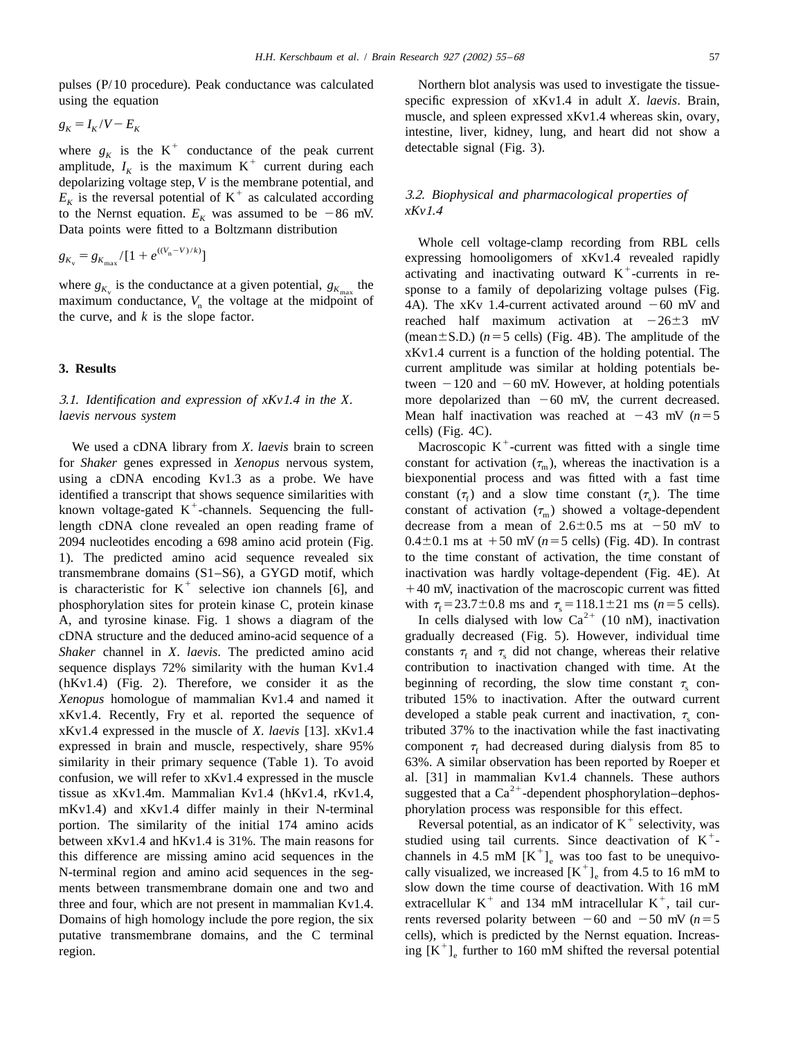pulses (P/10 procedure). Peak conductance was calculated using the equation

$$g_K = I_K / V - E_K$$

where $g_K$ is the $K^+$ conductance of the peak current amplitude, $I_K$ is the maximum $K^+$ current during each depolarizing voltage step, $V$ is the membrane potential, and $E_K$ is the reversal potential of $K^+$ as calculated according to the Nernst equation. $E_K$ was assumed to be −86 mV. Data points were fitted to a Boltzmann distribution

$$g_{K_v} = g_{K_{max}} / [1 + e^{((V_n - V)/k)}]$$

where $g_{K_v}$ is the conductance at a given potential, $g_{K_{max}}$ the maximum conductance, $V_n$ the voltage at the midpoint of the curve, and $k$ is the slope factor.

## 3. Results

### 3.1. Identification and expression of xKv1.4 in the X. laevis nervous system

We used a cDNA library from *X. laevis* brain to screen for *Shaker* genes expressed in *Xenopus* nervous system, using a cDNA encoding Kv1.3 as a probe. We have identified a transcript that shows sequence similarities with known voltage-gated $K^+$-channels. Sequencing the full-length cDNA clone revealed an open reading frame of 2094 nucleotides encoding a 698 amino acid protein (Fig. 1). The predicted amino acid sequence revealed six transmembrane domains (S1–S6), a GYGD motif, which is characteristic for $K^+$ selective ion channels [6], and phosphorylation sites for protein kinase C, protein kinase A, and tyrosine kinase. Fig. 1 shows a diagram of the cDNA structure and the deduced amino-acid sequence of a *Shaker* channel in *X. laevis*. The predicted amino acid sequence displays 72% similarity with the human Kv1.4 (hKv1.4) (Fig. 2). Therefore, we consider it as the *Xenopus* homologue of mammalian Kv1.4 and named it xKv1.4. Recently, Fry et al. reported the sequence of xKv1.4 expressed in the muscle of *X. laevis* [13]. xKv1.4 expressed in brain and muscle, respectively, share 95% similarity in their primary sequence (Table 1). To avoid confusion, we will refer to xKv1.4 expressed in the muscle tissue as xKv1.4m. Mammalian Kv1.4 (hKv1.4, rKv1.4, mKv1.4) and xKv1.4 differ mainly in their N-terminal portion. The similarity of the initial 174 amino acids between xKv1.4 and hKv1.4 is 31%. The main reasons for this difference are missing amino acid sequences in the N-terminal region and amino acid sequences in the segments between transmembrane domain one and two and three and four, which are not present in mammalian Kv1.4. Domains of high homology include the pore region, the six putative transmembrane domains, and the C terminal region.

Northern blot analysis was used to investigate the tissue-specific expression of xKv1.4 in adult *X. laevis*. Brain, muscle, and spleen expressed xKv1.4 whereas skin, ovary, intestine, liver, kidney, lung, and heart did not show a detectable signal (Fig. 3).

### 3.2. Biophysical and pharmacological properties of xKv1.4

Whole cell voltage-clamp recording from RBL cells expressing homooligomers of xKv1.4 revealed rapidly activating and inactivating outward $K^+$-currents in response to a family of depolarizing voltage pulses (Fig. 4A). The xKv 1.4-current activated around −60 mV and reached half maximum activation at −26±3 mV (mean±S.D.) ($n=5$ cells) (Fig. 4B). The amplitude of the xKv1.4 current is a function of the holding potential. The current amplitude was similar at holding potentials between −120 and −60 mV. However, at holding potentials more depolarized than −60 mV, the current decreased. Mean half inactivation was reached at −43 mV ($n=5$ cells) (Fig. 4C).

Macroscopic $K^+$-current was fitted with a single time constant for activation ($\tau_m$), whereas the inactivation is a biexponential process and was fitted with a fast time constant ($\tau_f$) and a slow time constant ($\tau_s$). The time constant of activation ($\tau_m$) showed a voltage-dependent decrease from a mean of 2.6±0.5 ms at −50 mV to 0.4±0.1 ms at +50 mV ($n=5$ cells) (Fig. 4D). In contrast to the time constant of activation, the time constant of inactivation was hardly voltage-dependent (Fig. 4E). At +40 mV, inactivation of the macroscopic current was fitted with $\tau_f=23.7\pm0.8$ ms and $\tau_s=118.1\pm21$ ms ($n=5$ cells).

In cells dialysed with low $Ca^{2+}$ (10 nM), inactivation gradually decreased (Fig. 5). However, individual time constants $\tau_f$ and $\tau_s$ did not change, whereas their relative contribution to inactivation changed with time. At the beginning of recording, the slow time constant $\tau_s$ contributed 15% to inactivation. After the outward current developed a stable peak current and inactivation, $\tau_s$ contributed 37% to the inactivation while the fast inactivating component $\tau_f$ had decreased during dialysis from 85 to 63%. A similar observation has been reported by Roeper et al. [31] in mammalian Kv1.4 channels. These authors suggested that a $Ca^{2+}$-dependent phosphorylation–dephosphorylation process was responsible for this effect.

Reversal potential, as an indicator of $K^+$ selectivity, was studied using tail currents. Since deactivation of $K^+$-channels in 4.5 mM $[K^+]_e$ was too fast to be unequivocally visualized, we increased $[K^+]_e$ from 4.5 to 16 mM to slow down the time course of deactivation. With 16 mM extracellular $K^+$ and 134 mM intracellular $K^+$, tail currents reversed polarity between −60 and −50 mV ($n=5$ cells), which is predicted by the Nernst equation. Increasing $[K^+]_e$ further to 160 mM shifted the reversal potential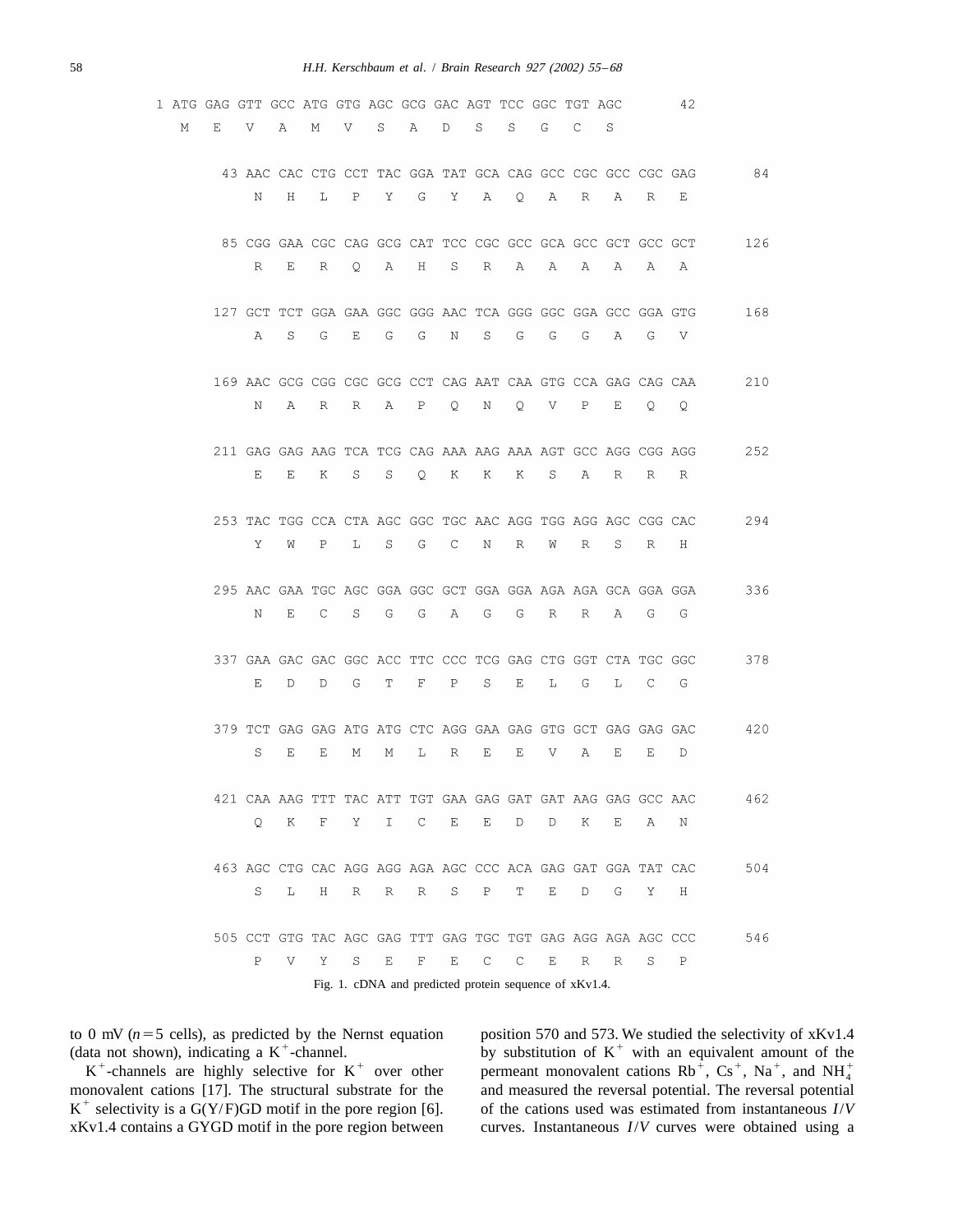```
1 ATG GAG GTT GCC ATG GTG AGC GCG GAC AGT TCC GGC TGT AGC        42
   M   E   V   A   M   V   S   A   D   S   S   G   C   S

    43 AAC CAC CTG CCT TAC GGA TAT GCA CAG GCC CGC GCC CGC GAG       84
        N   H   L   P   Y   G   Y   A   Q   A   R   A   R   E

    85 CGG GAA CGC CAG GCG CAT TCC CGC GCC GCA GCC GCT GCC GCT      126
        R   E   R   Q   A   H   S   R   A   A   A   A   A   A

   127 GCT TCT GGA GAA GGC GGG AAC TCA GGG GGC GGA GCC GGA GTG      168
        A   S   G   E   G   G   N   S   G   G   G   A   G   V

   169 AAC GCG CGG CGC GCG CCT CAG AAT CAA GTG CCA GAG CAG CAA      210
        N   A   R   R   A   P   Q   N   Q   V   P   E   Q   Q

   211 GAG GAG AAG TCA TCG CAG AAA AAG AAA AGT GCC AGG CGG AGG      252
        E   E   K   S   S   Q   K   K   K   S   A   R   R   R

   253 TAC TGG CCA CTA AGC GGC TGC AAC AGG TGG AGG AGC CGG CAC      294
        Y   W   P   L   S   G   C   N   R   W   R   S   R   H

   295 AAC GAA TGC AGC GGA GGC GCT GGA GGA AGA AGA GCA GGA GGA      336
        N   E   C   S   G   G   A   G   G   R   R   A   G   G

   337 GAA GAC GAC GGC ACC TTC CCC TCG GAG CTG GGT CTA TGC GGC      378
        E   D   D   G   T   F   P   S   E   L   G   L   C   G

   379 TCT GAG GAG ATG ATG CTC AGG GAA GAG GTG GCT GAG GAG GAC      420
        S   E   E   M   M   L   R   E   E   V   A   E   E   D

   421 CAA AAG TTT TAC ATT TGT GAA GAG GAT GAT AAG GAG GCC AAC      462
        Q   K   F   Y   I   C   E   E   D   D   K   E   A   N

   463 AGC CTG CAC AGG AGG AGA AGC CCC ACA GAG GAT GGA TAT CAC      504
        S   L   H   R   R   R   S   P   T   E   D   G   Y   H

   505 CCT GTG TAC AGC GAG TTT GAG TGC TGT GAG AGG AGA AGC CCC      546
        P   V   Y   S   E   F   E   C   C   E   R   R   S   P
```

Fig. 1. cDNA and predicted protein sequence of xKv1.4.

to 0 mV ($n = 5$ cells), as predicted by the Nernst equation (data not shown), indicating a $K^+$-channel.

$K^+$-channels are highly selective for $K^+$ over other monovalent cations [17]. The structural substrate for the $K^+$ selectivity is a G(Y/F)GD motif in the pore region [6]. xKv1.4 contains a GYGD motif in the pore region between position 570 and 573. We studied the selectivity of xKv1.4 by substitution of $K^+$ with an equivalent amount of the permeant monovalent cations $Rb^+$, $Cs^+$, $Na^+$, and $NH_4^+$ and measured the reversal potential. The reversal potential of the cations used was estimated from instantaneous *I*/*V* curves. Instantaneous *I*/*V* curves were obtained using a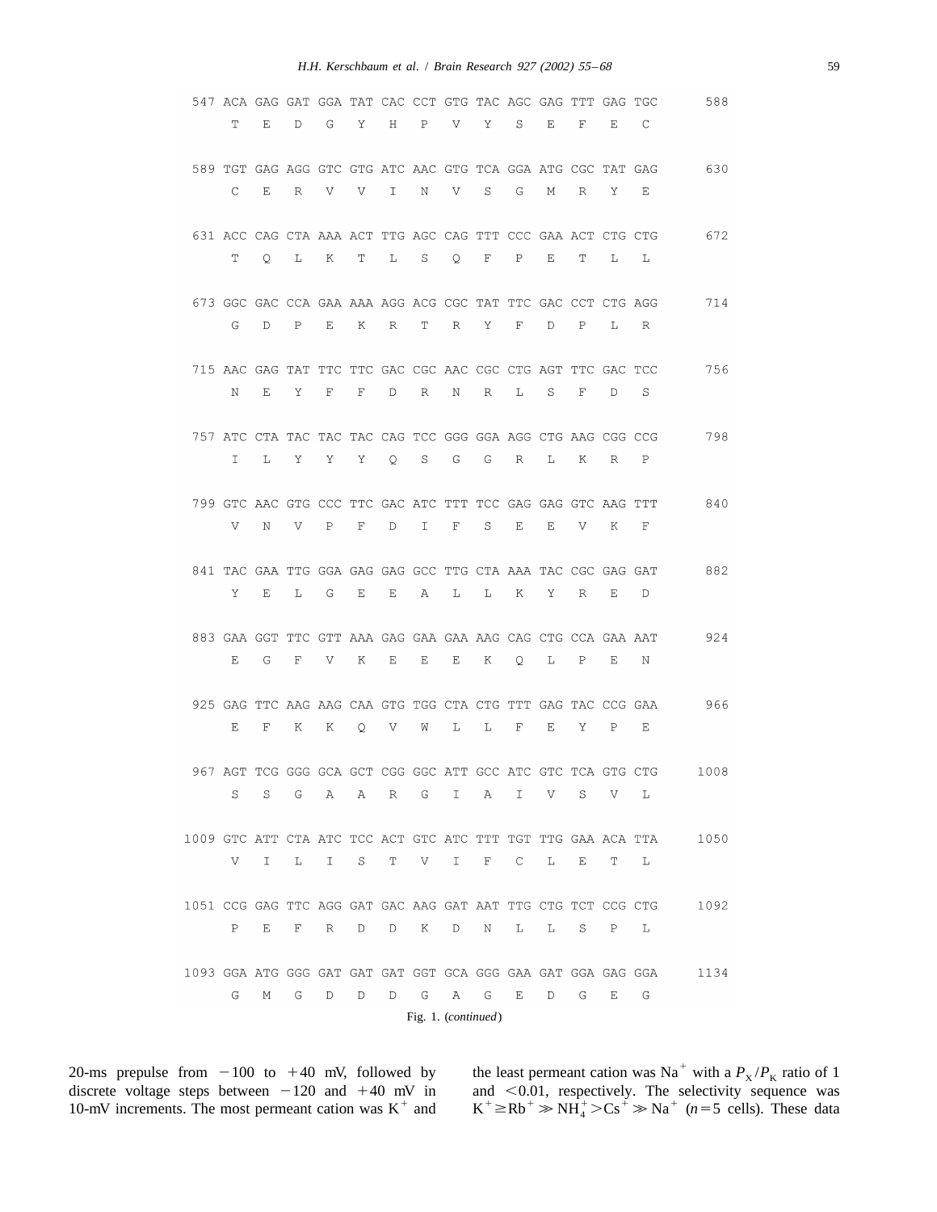```
 547 ACA GAG GAT GGA TAT CAC CCT GTG TAC AGC GAG TTT GAG TGC      588
      T   E   D   G   Y   H   P   V   Y   S   E   F   E   C

 589 TGT GAG AGG GTC GTG ATC AAC GTG TCA GGA ATG CGC TAT GAG      630
      C   E   R   V   V   I   N   V   S   G   M   R   Y   E

 631 ACC CAG CTA AAA ACT TTG AGC CAG TTT CCC GAA ACT CTG CTG      672
      T   Q   L   K   T   L   S   Q   F   P   E   T   L   L

 673 GGC GAC CCA GAA AAA AGG ACG CGC TAT TTC GAC CCT CTG AGG      714
      G   D   P   E   K   R   T   R   Y   F   D   P   L   R

 715 AAC GAG TAT TTC TTC GAC CGC AAC CGC CTG AGT TTC GAC TCC      756
      N   E   Y   F   F   D   R   N   R   L   S   F   D   S

 757 ATC CTA TAC TAC TAC CAG TCC GGG GGA AGG CTG AAG CGG CCG      798
      I   L   Y   Y   Y   Q   S   G   G   R   L   K   R   P

 799 GTC AAC GTG CCC TTC GAC ATC TTT TCC GAG GAG GTC AAG TTT      840
      V   N   V   P   F   D   I   F   S   E   E   V   K   F

 841 TAC GAA TTG GGA GAG GAG GCC TTG CTA AAA TAC CGC GAG GAT      882
      Y   E   L   G   E   E   A   L   L   K   Y   R   E   D

 883 GAA GGT TTC GTT AAA GAG GAA GAA AAG CAG CTG CCA GAA AAT      924
      E   G   F   V   K   E   E   E   K   Q   L   P   E   N

 925 GAG TTC AAG AAG CAA GTG TGG CTA CTG TTT GAG TAC CCG GAA      966
      E   F   K   K   Q   V   W   L   L   F   E   Y   P   E

 967 AGT TCG GGG GCA GCT CGG GGC ATT GCC ATC GTC TCA GTG CTG     1008
      S   S   G   A   A   R   G   I   A   I   V   S   V   L

1009 GTC ATT CTA ATC TCC ACT GTC ATC TTT TGT TTG GAA ACA TTA     1050
      V   I   L   I   S   T   V   I   F   C   L   E   T   L

1051 CCG GAG TTC AGG GAT GAC AAG GAT AAT TTG CTG TCT CCG CTG     1092
      P   E   F   R   D   D   K   D   N   L   L   S   P   L

1093 GGA ATG GGG GAT GAT GAT GGT GCA GGG GAA GAT GGA GAG GGA     1134
      G   M   G   D   D   D   G   A   G   E   D   G   E   G
```

Fig. 1. (*continued*)

20-ms prepulse from −100 to +40 mV, followed by discrete voltage steps between −120 and +40 mV in 10-mV increments. The most permeant cation was $K^+$ and the least permeant cation was $Na^+$ with a $P_X/P_K$ ratio of 1 and <0.01, respectively. The selectivity sequence was $K^+ \geq Rb^+ \gg NH_4^+ > Cs^+ \gg Na^+$ ($n=5$ cells). These data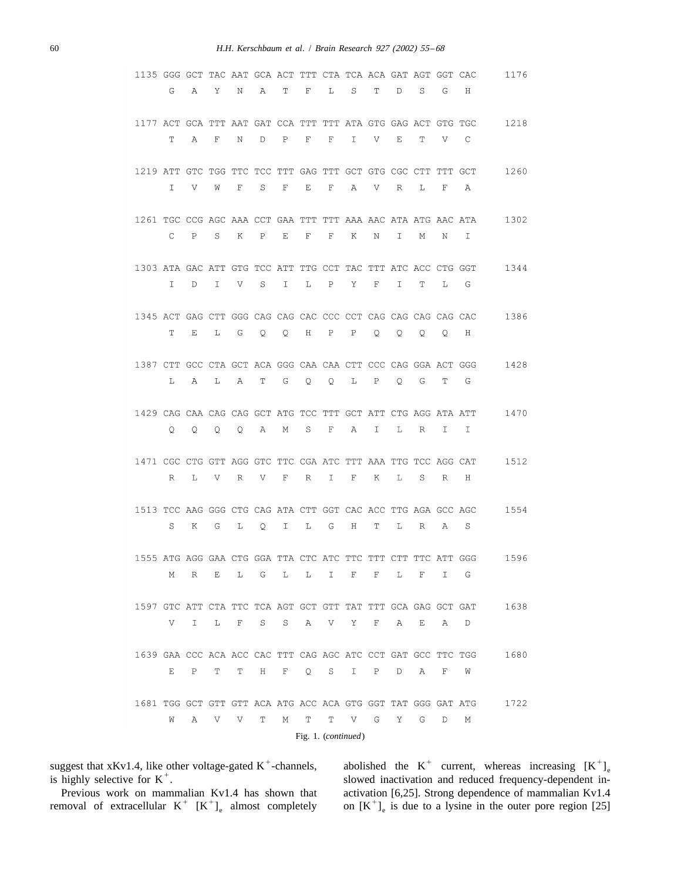```
1135 GGG GCT TAC AAT GCA ACT TTT CTA TCA ACA GAT AGT GGT CAC     1176
      G   A   Y   N   A   T   F   L   S   T   D   S   G   H

1177 ACT GCA TTT AAT GAT CCA TTT TTT ATA GTG GAG ACT GTG TGC     1218
      T   A   F   N   D   P   F   F   I   V   E   T   V   C

1219 ATT GTC TGG TTC TCC TTT GAG TTT GCT GTG CGC CTT TTT GCT     1260
      I   V   W   F   S   F   E   F   A   V   R   L   F   A

1261 TGC CCG AGC AAA CCT GAA TTT TTT AAA AAC ATA ATG AAC ATA     1302
      C   P   S   K   P   E   F   F   K   N   I   M   N   I

1303 ATA GAC ATT GTG TCC ATT TTG CCT TAC TTT ATC ACC CTG GGT     1344
      I   D   I   V   S   I   L   P   Y   F   I   T   L   G

1345 ACT GAG CTT GGG CAG CAG CAC CCC CCT CAG CAG CAG CAG CAC     1386
      T   E   L   G   Q   Q   H   P   P   Q   Q   Q   Q   H

1387 CTT GCC CTA GCT ACA GGG CAA CAA CTT CCC CAG GGA ACT GGG     1428
      L   A   L   A   T   G   Q   Q   L   P   Q   G   T   G

1429 CAG CAA CAG CAG GCT ATG TCC TTT GCT ATT CTG AGG ATA ATT     1470
      Q   Q   Q   Q   A   M   S   F   A   I   L   R   I   I

1471 CGC CTG GTT AGG GTC TTC CGA ATC TTT AAA TTG TCC AGG CAT     1512
      R   L   V   R   V   F   R   I   F   K   L   S   R   H

1513 TCC AAG GGG CTG CAG ATA CTT GGT CAC ACC TTG AGA GCC AGC     1554
      S   K   G   L   Q   I   L   G   H   T   L   R   A   S

1555 ATG AGG GAA CTG GGA TTA CTC ATC TTC TTT CTT TTC ATT GGG     1596
      M   R   E   L   G   L   L   I   F   F   L   F   I   G

1597 GTC ATT CTA TTC TCA AGT GCT GTT TAT TTT GCA GAG GCT GAT     1638
      V   I   L   F   S   S   A   V   Y   F   A   E   A   D

1639 GAA CCC ACA ACC CAC TTT CAG AGC ATC CCT GAT GCC TTC TGG     1680
      E   P   T   T   H   F   Q   S   I   P   D   A   F   W

1681 TGG GCT GTT GTT ACA ATG ACC ACA GTG GGT TAT GGG GAT ATG     1722
      W   A   V   V   T   M   T   T   V   G   Y   G   D   M
```

Fig. 1. (*continued*)

suggest that xKv1.4, like other voltage-gated $K^+$-channels, is highly selective for $K^+$.

Previous work on mammalian Kv1.4 has shown that removal of extracellular $K^+$ $[K^+]_e$ almost completely abolished the $K^+$ current, whereas increasing $[K^+]_e$ slowed inactivation and reduced frequency-dependent inactivation [6,25]. Strong dependence of mammalian Kv1.4 on $[K^+]_e$ is due to a lysine in the outer pore region [25]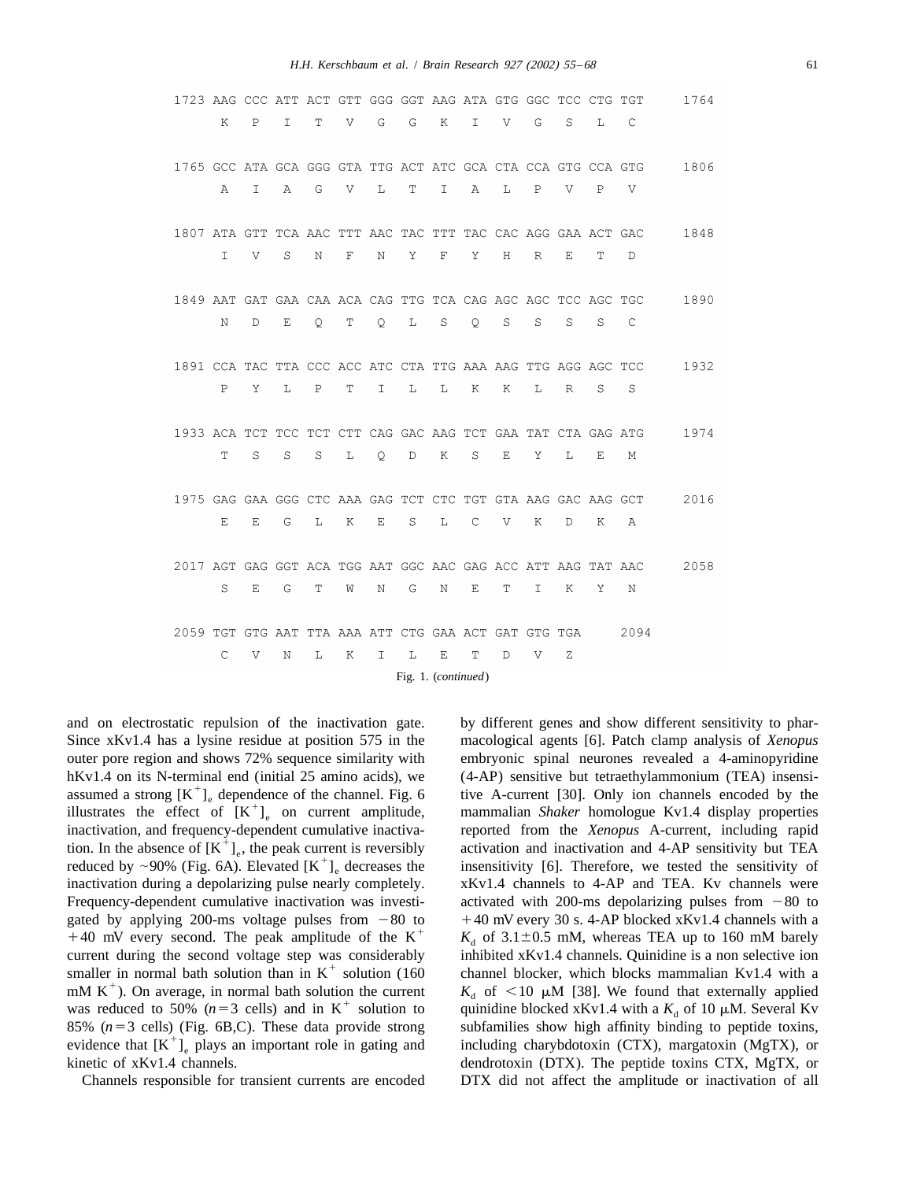```
1723 AAG CCC ATT ACT GTT GGG GGT AAG ATA GTG GGC TCC CTG TGT     1764
      K   P   I   T   V   G   G   K   I   V   G   S   L   C

1765 GCC ATA GCA GGG GTA TTG ACT ATC GCA CTA CCA GTG CCA GTG     1806
      A   I   A   G   V   L   T   I   A   L   P   V   P   V

1807 ATA GTT TCA AAC TTT AAC TAC TTT TAC CAC AGG GAA ACT GAC     1848
      I   V   S   N   F   N   Y   F   Y   H   R   E   T   D

1849 AAT GAT GAA CAA ACA CAG TTG TCA CAG AGC AGC TCC AGC TGC     1890
      N   D   E   Q   T   Q   L   S   Q   S   S   S   S   C

1891 CCA TAC TTA CCC ACC ATC CTA TTG AAA AAG TTG AGG AGC TCC     1932
      P   Y   L   P   T   I   L   L   K   K   L   R   S   S

1933 ACA TCT TCC TCT CTT CAG GAC AAG TCT GAA TAT CTA GAG ATG     1974
      T   S   S   S   L   Q   D   K   S   E   Y   L   E   M

1975 GAG GAA GGG CTC AAA GAG TCT CTC TGT GTA AAG GAC AAG GCT     2016
      E   E   G   L   K   E   S   L   C   V   K   D   K   A

2017 AGT GAG GGT ACA TGG AAT GGC AAC GAG ACC ATT AAG TAT AAC     2058
      S   E   G   T   W   N   G   N   E   T   I   K   Y   N

2059 TGT GTG AAT TTA AAA ATT CTG GAA ACT GAT GTG TGA     2094
      C   V   N   L   K   I   L   E   T   D   V   Z
```

Fig. 1. (*continued*)

and on electrostatic repulsion of the inactivation gate. Since xKv1.4 has a lysine residue at position 575 in the outer pore region and shows 72% sequence similarity with hKv1.4 on its N-terminal end (initial 25 amino acids), we assumed a strong $[K^+]_e$ dependence of the channel. Fig. 6 illustrates the effect of $[K^+]_e$ on current amplitude, inactivation, and frequency-dependent cumulative inactivation. In the absence of $[K^+]_e$, the peak current is reversibly reduced by ~90% (Fig. 6A). Elevated $[K^+]_e$ decreases the inactivation during a depolarizing pulse nearly completely. Frequency-dependent cumulative inactivation was investigated by applying 200-ms voltage pulses from −80 to +40 mV every second. The peak amplitude of the $K^+$ current during the second voltage step was considerably smaller in normal bath solution than in $K^+$ solution (160 mM $K^+$). On average, in normal bath solution the current was reduced to 50% ($n=3$ cells) and in $K^+$ solution to 85% ($n=3$ cells) (Fig. 6B,C). These data provide strong evidence that $[K^+]_e$ plays an important role in gating and kinetic of xKv1.4 channels.

Channels responsible for transient currents are encoded by different genes and show different sensitivity to pharmacological agents [6]. Patch clamp analysis of *Xenopus* embryonic spinal neurones revealed a 4-aminopyridine (4-AP) sensitive but tetraethylammonium (TEA) insensitive A-current [30]. Only ion channels encoded by the mammalian *Shaker* homologue Kv1.4 display properties reported from the *Xenopus* A-current, including rapid activation and inactivation and 4-AP sensitivity but TEA insensitivity [6]. Therefore, we tested the sensitivity of xKv1.4 channels to 4-AP and TEA. Kv channels were activated with 200-ms depolarizing pulses from −80 to +40 mV every 30 s. 4-AP blocked xKv1.4 channels with a $K_d$ of 3.1±0.5 mM, whereas TEA up to 160 mM barely inhibited xKv1.4 channels. Quinidine is a non selective ion channel blocker, which blocks mammalian Kv1.4 with a $K_d$ of <10 μM [38]. We found that externally applied quinidine blocked xKv1.4 with a $K_d$ of 10 μM. Several Kv subfamilies show high affinity binding to peptide toxins, including charybdotoxin (CTX), margatoxin (MgTX), or dendrotoxin (DTX). The peptide toxins CTX, MgTX, or DTX did not affect the amplitude or inactivation of all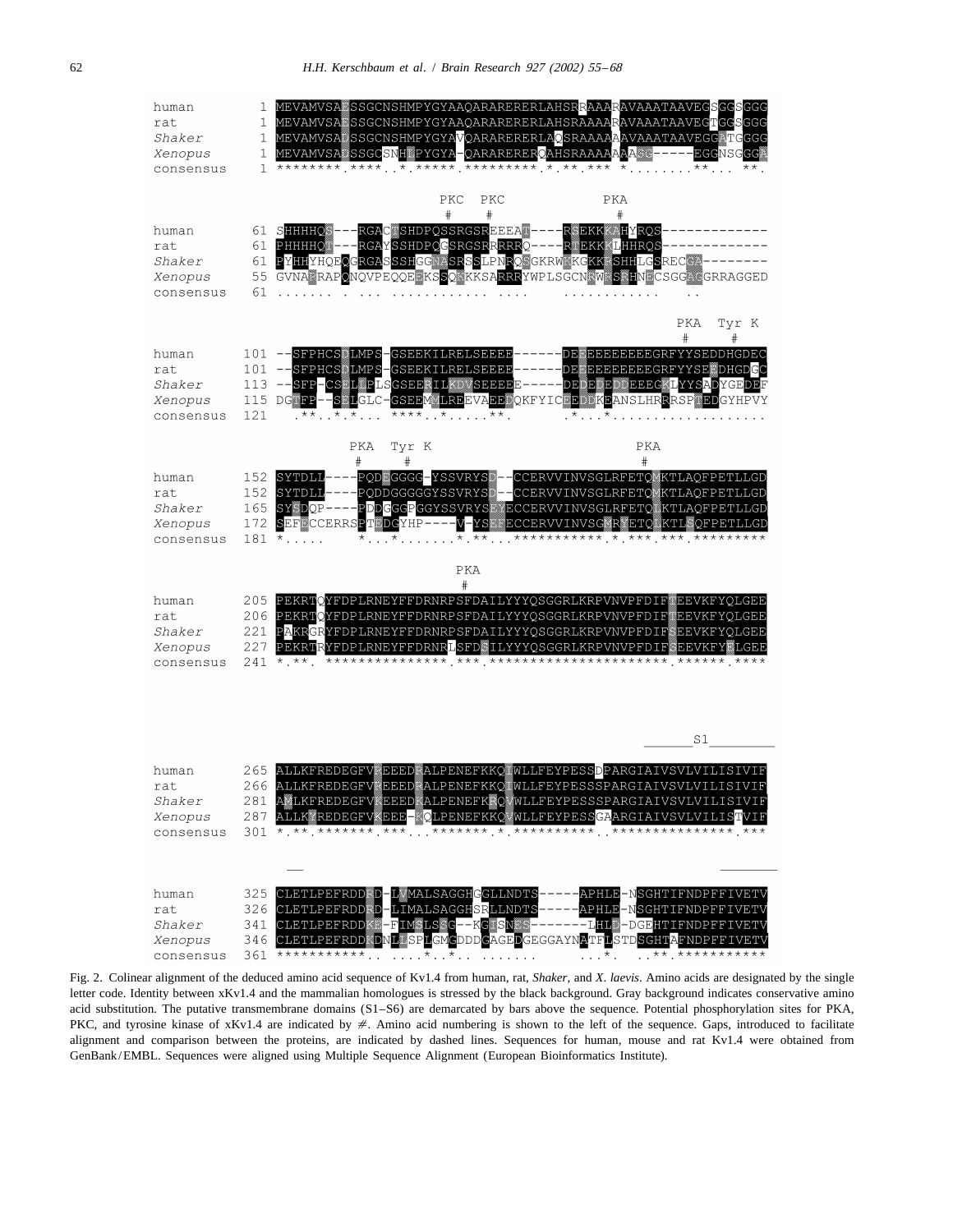```
                                   PKC  PKC              PKA
                                    #    #                #
human      61 SHHHHQS---RGACTSHDPQSSRGSREEEAT----RSEKKKAHYRQS-------------
rat        61 PHHHHQT---RGAYSSHDPQGSRGSRRRRRQ----RTEKKKLHHRQS-------------
Shaker     61 PYHHYHQEQGRGASSSHGGNASRSSLPNRQSGKRWKKGKKPSHHLGSRECGA--------
Xenopus    55 GVNARRAPQNQVPEQQEEKSSQKKKSARRRYWPLSGCNRWKSRHNECSGGACGRRAGGED
consensus  61 ....... . ... ............ ....        ...........    ..
```

```
                                                                PKA  Tyr K
                                                                 #     #
human     101 --SFPHCSDLMPS-GSEEKILRELSEEEE------DEEEEEEEEEEGRFYYSEDDHGDEC
rat       101 --SFPHCSDLMPS-GSEEKILRELSEEEE------DEEEEEEEEEEGRFYYSEEDHGDGC
Shaker    113 --SFP-CSELLPLSGSEERILKDVSEEEE-----DEDEDEDDEEEGKLYYSADYGEDEF
Xenopus   115 DGTFP--SELGLC-GSEEMKLREEVAEEDQKFYICEEDDKEANSLHRRRSPTEDGYHPVY
consensus 121   .**..*.*... ****..*.....**.      .*...*..................
```

```
                      PKA   Tyr K                           PKA
                       #     #                               #
human     152 SYTDLL----PQDEGGGG-YSSVRYSD--CCERVVINVSGLRFETQMKTLAQFPETLLGD
rat       152 SYTDLL----PQDDGGGGGYSSVRYSD--CCERVVINVSGLRFETQMKTLAQFPETLLGD
Shaker    165 SYSDQP----PDDGGGPGGYSSVRYSEYECCERVVINVSGLRFETQLKTLAQFPETLLGD
Xenopus   172 SEFECCERRSPTEDGYHP----V-YSEFECCERVVINVSGMRYETQLKTLSQFPETLLGD
consensus 181 *.....      *...*.......*.**...***********.*.***.***.*********
```

```
                                   PKA
                                    #
human     205 PEKRTQYFDPLRNEYFFDRNRPSFDAILYYYQSGGRLKRPVNVPFDIFTEEVKFYQLGEE
rat       206 PEKRTQYFDPLRNEYFFDRNRPSFDAILYYYQSGGRLKRPVNVPFDIFTEEVKFYQLGEE
Shaker    221 PAKRGRYFDPLRNEYFFDRNRPSFDAILYYYQSGGRLKRPVNVPFDIFSEEVKFYQLGEE
Xenopus   227 PEKRTRYFDPLRNEYFFDRNRLSFDSILYYYQSGGRLKRPVNVPFDIFSEEVKFYELGEE
consensus 241 *.**. ***************.***.**********************.******.****
```

```
                                                          ______S1________
human     265 ALLKFREDEGFVREEEDRALPENEFKKQIWLLFEYPESSDPARGIAIVSVLVILISIVIF
rat       266 ALLKFREDEGFVREEEDRALPENEFKKQIWLLFEYPESSSPARGIAIVSVLVILISIVIF
Shaker    281 AMLKFREDEGFVKEEEDKALPENEFKRQVWLLFEYPESSSPARGIAIVSVLVILISIVIF
Xenopus   287 ALLKYREDEGFVKEEE-KQLPENEFKKQVWLLFEYPESSGAARGIAIVSVLVILISTVIF
consensus 301 *.**.*******.***...*******.*.**********..***************.***
```

```
human     325 CLETLPEFRDDRD-LVMALSAGGHGGLLNDTS-----APHLE-NSGHTIFNDPFFIVETV
rat       326 CLETLPEFRDDRD-LIMALSAGGHSRLLNDTS-----APHLE-NSGHTIFNDPFFIVETV
Shaker    341 CLETLPEFRDDKE-FIMSLSSG--KGISNES-------LHLD-DGEHTIFNDPFFIVETV
Xenopus   346 CLETLPEFRDDKDNLISPLGMGDDDGAGEDGEGGAYNATFLSTDSGHTAFNDPFFIVETV
consensus 361 ***********.. ....*..*.. .......        ...*.  ..**.***********
```

Fig. 2. Colinear alignment of the deduced amino acid sequence of Kv1.4 from human, rat, *Shaker*, and *X. laevis*. Amino acids are designated by the single letter code. Identity between xKv1.4 and the mammalian homologues is stressed by the black background. Gray background indicates conservative amino acid substitution. The putative transmembrane domains (S1–S6) are demarcated by bars above the sequence. Potential phosphorylation sites for PKA, PKC, and tyrosine kinase of xKv1.4 are indicated by ≠. Amino acid numbering is shown to the left of the sequence. Gaps, introduced to facilitate alignment and comparison between the proteins, are indicated by dashed lines. Sequences for human, mouse and rat Kv1.4 were obtained from GenBank/EMBL. Sequences were aligned using Multiple Sequence Alignment (European Bioinformatics Institute).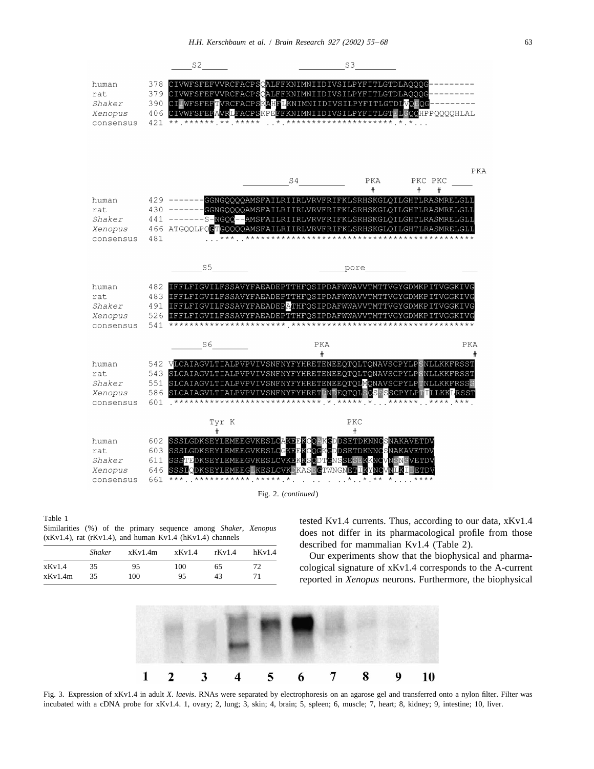```
                  ____S2_____           __________S3________
human     378 CIVWFSFEFVVRCFACPSQALFFKNIMNIIDIVSILPYFITLGTDLAQQQG---------
rat       379 CIVWFSFEFVVRCFACPSQALFFKNIMNIIDIVSILPYFITLGTDLAQQQG---------
Shaker    390 CILWFSFEFTVRCFACPSKAHFLKNIMNIIDIVSILPYFITLGTDLVQKQG---------
Xenopus   406 CIVWFSFEFAVRLFACPSKPEFFKNIMNIIDIVSILPYFITLGTELSQQHPPQQQQHLAL
consensus 421 **.******.**.*****  ..*.********************.*.*...

                                                                  PKA
                              _________S4_________   PKA    PKC PKC ____
                                                      #      #   #
human     429 -------GGNGQQQQAMSFAILRIIRLVRVFRIFKLSRHSKGLQILGHTLRASMRELGLL
rat       430 -------GGNGQQQQAMSFAILRIIRLVRVFRIFKLSRHSKGLQILGHTLRASMRELGLL
Shaker    441 -------S-NGQQ--AMSFAILRIIRLVRVFRIFKLSRHSKGLQILGHTLRASMRELGLL
Xenopus   466 ATGQQLPQGTGQQQQAMSFAILRIIRLVRVFRIFKLSRHSKGLQILGHTLRASMRELGLL
consensus 481        ...***..********************************************

                ______S5_______          _____pore________          ___
human     482 IFFLFIGVILFSSAVYFAEADEPTTHFQSIPDAFWWAVVTMTTVGYGDMKPITVGGKIVG
rat       483 IFFLFIGVILFSSAVYFAEADEPTTHFQSIPDAFWWAVVTMTTVGYGDMKPITVGGKIVG
Shaker    491 IFFLFIGVILFSSAVYFAEADEPATHFQSIPDAFWWAVVTMTTVGYGDMKPITVGGKIVG
Xenopus   526 IFFLFIGVILFSSAVYFAEADEPTTHFQSIPDAFWWAVVTMTTVGYGDMKPITVGGKIVG
consensus 541 **********************.*************************************

                ______S6_______             PKA                          PKA
                                             #                            #
human     542 VLCAIAGVLTIALPVPVIVSNFNYFYHRETENEEQTQLTQNAVSCPYLPSNLLKKFRSST
rat       543 SLCAIAGVLTIALPVPVIVSNFNYFYHRETENEEQTQLTQNAVSCPYLPSNLLKKFRSST
Shaker    551 SLCAIAGVLTIALPVPVIVSNFNYFYHRETENEEQTQLMQNAVSCPYLPTNLLKKFRSSG
Xenopus   586 SLCAIAGVLTIALPVPVIVSNFNYFYHRETDNDEQTQLSQSGSSCPYLPTILLKKLRSST
consensus 601 .****************************.*.*****.*...******..****.***.

                   Tyr K                        PKC
                     #                           #
human     602 SSSLGDKSEYLEMEEGVKESLCAKEEKCQAKGDDSETDKNNCSNAKAVETDV
rat       603 SSSLGDKSEYLEMEEGVKESLCGKEEKCQGKGDDSETDKNNCSNAKAVETDV
Shaker    611 SSSTEDKSEYLEMEEGVKESLCVKEKKSQDTGNSSESSEKKNCVNSNSVETDV
Xenopus   646 SSSLQDKSEYLEMEEGLKESLCVKDKASEGTWNGNETIKYNCVNLKILETDV
consensus 661 ***..***********.*****.*.  .. .. . ..*..*.** *....****
```

Fig. 2. (*continued*)

Table 1
Similarities (%) of the primary sequence among *Shaker*, *Xenopus* (xKv1.4), rat (rKv1.4), and human Kv1.4 (hKv1.4) channels

| | *Shaker* | xKv1.4m | xKv1.4 | rKv1.4 | hKv1.4 |
|---|---|---|---|---|---|
| xKv1.4 | 35 | 95 | 100 | 65 | 72 |
| xKv1.4m | 35 | 100 | 95 | 43 | 71 |

tested Kv1.4 currents. Thus, according to our data, xKv1.4 does not differ in its pharmacological profile from those described for mammalian Kv1.4 (Table 2).

Our experiments show that the biophysical and pharmacological signature of xKv1.4 corresponds to the A-current reported in *Xenopus* neurons. Furthermore, the biophysical

1 2 3 4 5 6 7 8 9 10

Fig. 3. Expression of xKv1.4 in adult *X. laevis*. RNAs were separated by electrophoresis on an agarose gel and transferred onto a nylon filter. Filter was incubated with a cDNA probe for xKv1.4. 1, ovary; 2, lung; 3, skin; 4, brain; 5, spleen; 6, muscle; 7, heart; 8, kidney; 9, intestine; 10, liver.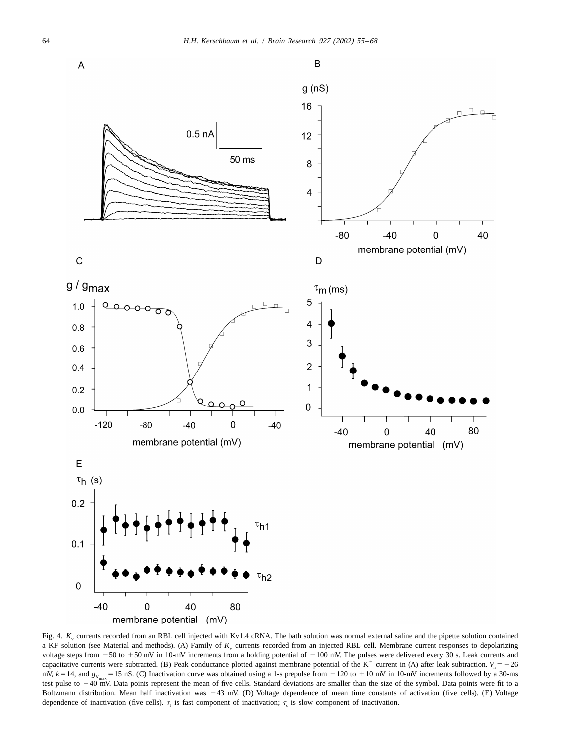Fig. 4. $K_v$ currents recorded from an RBL cell injected with Kv1.4 cRNA. The bath solution was normal external saline and the pipette solution contained a KF solution (see Material and methods). (A) Family of $K_v$ currents recorded from an injected RBL cell. Membrane current responses to depolarizing voltage steps from −50 to +50 mV in 10-mV increments from a holding potential of −100 mV. The pulses were delivered every 30 s. Leak currents and capacitative currents were subtracted. (B) Peak conductance plotted against membrane potential of the $K^+$ current in (A) after leak subtraction. $V_n = -26$ mV, $k = 14$, and $g_{K_{max}} = 15$ nS. (C) Inactivation curve was obtained using a 1-s prepulse from −120 to +10 mV in 10-mV increments followed by a 30-ms test pulse to +40 mV. Data points represent the mean of five cells. Standard deviations are smaller than the size of the symbol. Data points were fit to a Boltzmann distribution. Mean half inactivation was −43 mV. (D) Voltage dependence of mean time constants of activation (five cells). (E) Voltage dependence of inactivation (five cells). $\tau_f$ is fast component of inactivation; $\tau_s$ is slow component of inactivation.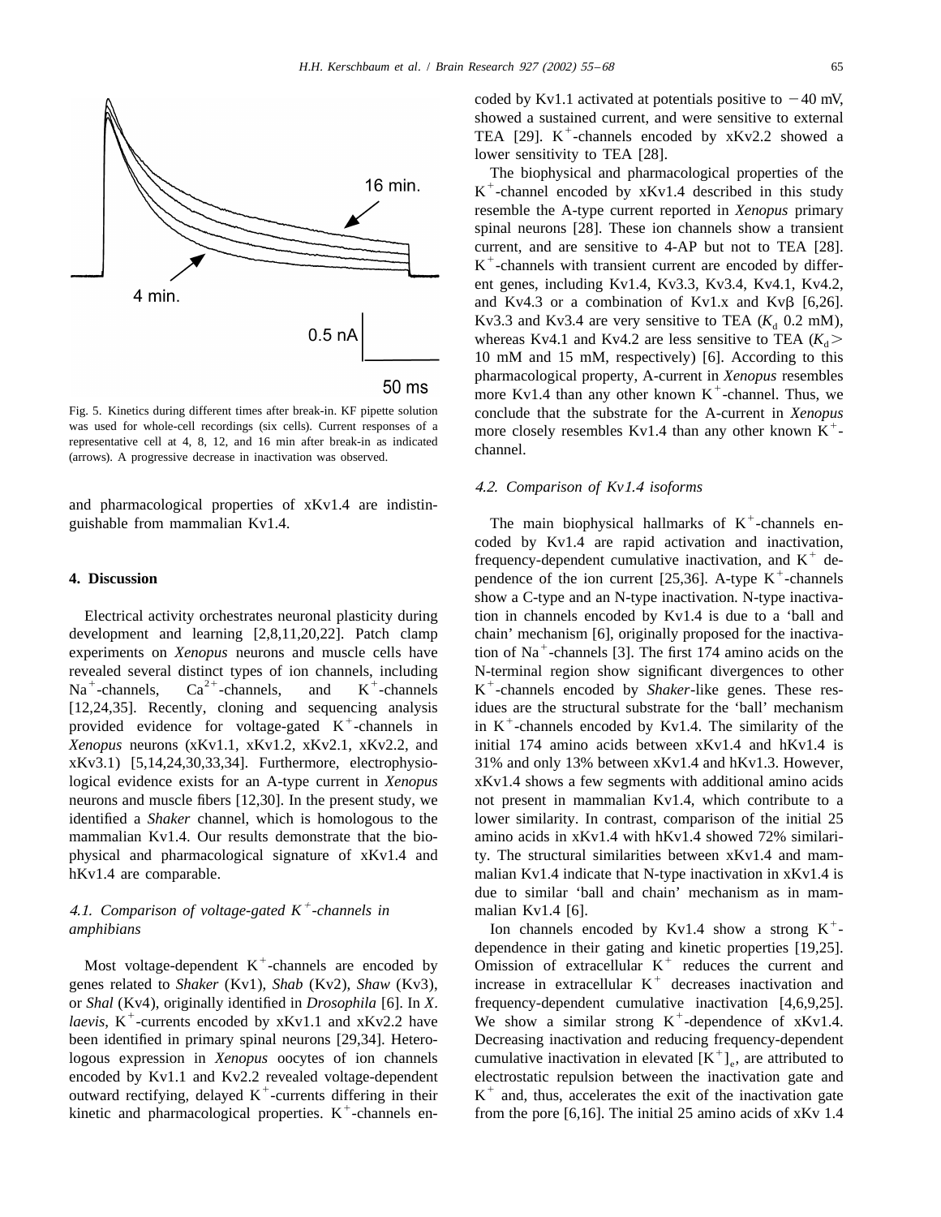Fig. 5. Kinetics during different times after break-in. KF pipette solution was used for whole-cell recordings (six cells). Current responses of a representative cell at 4, 8, 12, and 16 min after break-in as indicated (arrows). A progressive decrease in inactivation was observed.

and pharmacological properties of xKv1.4 are indistinguishable from mammalian Kv1.4.

## 4. Discussion

Electrical activity orchestrates neuronal plasticity during development and learning [2,8,11,20,22]. Patch clamp experiments on *Xenopus* neurons and muscle cells have revealed several distinct types of ion channels, including $Na^+$-channels, $Ca^{2+}$-channels, and $K^+$-channels [12,24,35]. Recently, cloning and sequencing analysis provided evidence for voltage-gated $K^+$-channels in *Xenopus* neurons (xKv1.1, xKv1.2, xKv2.1, xKv2.2, and xKv3.1) [5,14,24,30,33,34]. Furthermore, electrophysiological evidence exists for an A-type current in *Xenopus* neurons and muscle fibers [12,30]. In the present study, we identified a *Shaker* channel, which is homologous to the mammalian Kv1.4. Our results demonstrate that the biophysical and pharmacological signature of xKv1.4 and hKv1.4 are comparable.

### 4.1. Comparison of voltage-gated $K^+$-channels in amphibians

Most voltage-dependent $K^+$-channels are encoded by genes related to *Shaker* (Kv1), *Shab* (Kv2), *Shaw* (Kv3), or *Shal* (Kv4), originally identified in *Drosophila* [6]. In *X. laevis*, $K^+$-currents encoded by xKv1.1 and xKv2.2 have been identified in primary spinal neurons [29,34]. Heterologous expression in *Xenopus* oocytes of ion channels encoded by Kv1.1 and Kv2.2 revealed voltage-dependent outward rectifying, delayed $K^+$-currents differing in their kinetic and pharmacological properties. $K^+$-channels encoded by Kv1.1 activated at potentials positive to −40 mV, showed a sustained current, and were sensitive to external TEA [29]. $K^+$-channels encoded by xKv2.2 showed a lower sensitivity to TEA [28].

The biophysical and pharmacological properties of the $K^+$-channel encoded by xKv1.4 described in this study resemble the A-type current reported in *Xenopus* primary spinal neurons [28]. These ion channels show a transient current, and are sensitive to 4-AP but not to TEA [28]. $K^+$-channels with transient current are encoded by different genes, including Kv1.4, Kv3.3, Kv3.4, Kv4.1, Kv4.2, and Kv4.3 or a combination of Kv1.x and Kvβ [6,26]. Kv3.3 and Kv3.4 are very sensitive to TEA ($K_d$ 0.2 mM), whereas Kv4.1 and Kv4.2 are less sensitive to TEA ($K_d$ > 10 mM and 15 mM, respectively) [6]. According to this pharmacological property, A-current in *Xenopus* resembles more Kv1.4 than any other known $K^+$-channel. Thus, we conclude that the substrate for the A-current in *Xenopus* more closely resembles Kv1.4 than any other known $K^+$-channel.

### 4.2. Comparison of Kv1.4 isoforms

The main biophysical hallmarks of $K^+$-channels encoded by Kv1.4 are rapid activation and inactivation, frequency-dependent cumulative inactivation, and $K^+$ dependence of the ion current [25,36]. A-type $K^+$-channels show a C-type and an N-type inactivation. N-type inactivation in channels encoded by Kv1.4 is due to a 'ball and chain' mechanism [6], originally proposed for the inactivation of $Na^+$-channels [3]. The first 174 amino acids on the N-terminal region show significant divergences to other $K^+$-channels encoded by *Shaker*-like genes. These residues are the structural substrate for the 'ball' mechanism in $K^+$-channels encoded by Kv1.4. The similarity of the initial 174 amino acids between xKv1.4 and hKv1.4 is 31% and only 13% between xKv1.4 and hKv1.3. However, xKv1.4 shows a few segments with additional amino acids not present in mammalian Kv1.4, which contribute to a lower similarity. In contrast, comparison of the initial 25 amino acids in xKv1.4 with hKv1.4 showed 72% similarity. The structural similarities between xKv1.4 and mammalian Kv1.4 indicate that N-type inactivation in xKv1.4 is due to similar 'ball and chain' mechanism as in mammalian Kv1.4 [6].

Ion channels encoded by Kv1.4 show a strong $K^+$-dependence in their gating and kinetic properties [19,25]. Omission of extracellular $K^+$ reduces the current and increase in extracellular $K^+$ decreases inactivation and frequency-dependent cumulative inactivation [4,6,9,25]. We show a similar strong $K^+$-dependence of xKv1.4. Decreasing inactivation and reducing frequency-dependent cumulative inactivation in elevated $[K^+]_e$, are attributed to electrostatic repulsion between the inactivation gate and $K^+$ and, thus, accelerates the exit of the inactivation gate from the pore [6,16]. The initial 25 amino acids of xKv 1.4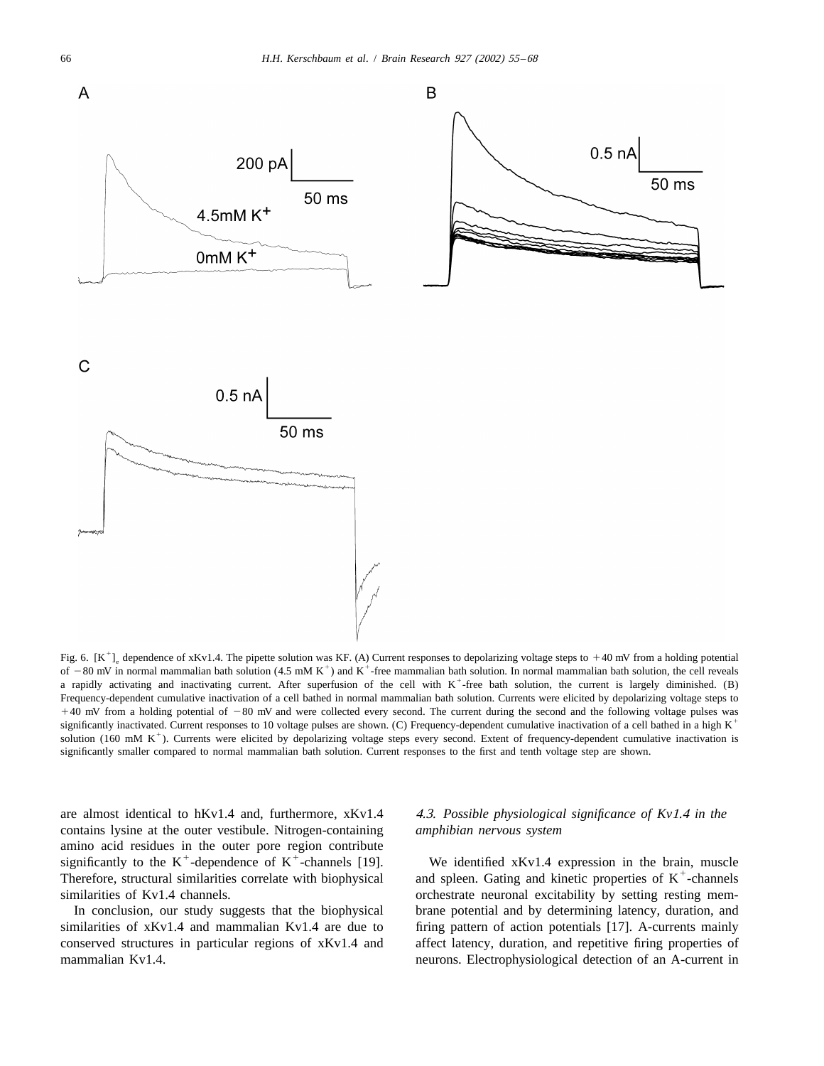Fig. 6. $[K^+]_e$ dependence of xKv1.4. The pipette solution was KF. (A) Current responses to depolarizing voltage steps to +40 mV from a holding potential of −80 mV in normal mammalian bath solution (4.5 mM $K^+$) and $K^+$-free mammalian bath solution. In normal mammalian bath solution, the cell reveals a rapidly activating and inactivating current. After superfusion of the cell with $K^+$-free bath solution, the current is largely diminished. (B) Frequency-dependent cumulative inactivation of a cell bathed in normal mammalian bath solution. Currents were elicited by depolarizing voltage steps to +40 mV from a holding potential of −80 mV and were collected every second. The current during the second and the following voltage pulses was significantly inactivated. Current responses to 10 voltage pulses are shown. (C) Frequency-dependent cumulative inactivation of a cell bathed in a high $K^+$ solution (160 mM $K^+$). Currents were elicited by depolarizing voltage steps every second. Extent of frequency-dependent cumulative inactivation is significantly smaller compared to normal mammalian bath solution. Current responses to the first and tenth voltage step are shown.

are almost identical to hKv1.4 and, furthermore, xKv1.4 contains lysine at the outer vestibule. Nitrogen-containing amino acid residues in the outer pore region contribute significantly to the $K^+$-dependence of $K^+$-channels [19]. Therefore, structural similarities correlate with biophysical similarities of Kv1.4 channels.

In conclusion, our study suggests that the biophysical similarities of xKv1.4 and mammalian Kv1.4 are due to conserved structures in particular regions of xKv1.4 and mammalian Kv1.4.

### *4.3. Possible physiological significance of Kv1.4 in the amphibian nervous system*

We identified xKv1.4 expression in the brain, muscle and spleen. Gating and kinetic properties of $K^+$-channels orchestrate neuronal excitability by setting resting membrane potential and by determining latency, duration, and firing pattern of action potentials [17]. A-currents mainly affect latency, duration, and repetitive firing properties of neurons. Electrophysiological detection of an A-current in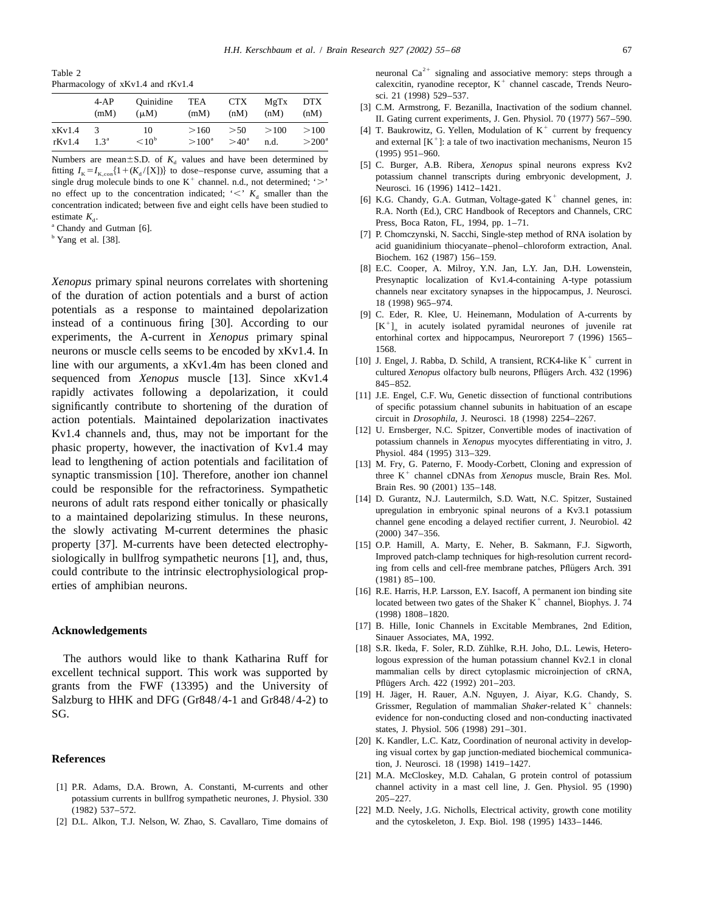Table 2
Pharmacology of xKv1.4 and rKv1.4

| | 4-AP (mM) | Quinidine (μM) | TEA (mM) | CTX (nM) | MgTx (nM) | DTX (nM) |
|---|---|---|---|---|---|---|
| xKv1.4 | 3 | 10 | >160 | >50 | >100 | >100 |
| rKv1.4 | 1.3[a] | <10[b] | >100[a] | >40[a] | n.d. | >200[a] |

Numbers are mean±S.D. of $K_d$ values and have been determined by fitting $I_K = I_{K,con}\{1+(K_d/[X])\}$ to dose–response curve, assuming that a single drug molecule binds to one $K^+$ channel. n.d., not determined; '>' no effect up to the concentration indicated; '<' $K_d$ smaller than the concentration indicated; between five and eight cells have been studied to estimate $K_d$.

[a] Chandy and Gutman [6].

[b] Yang et al. [38].

*Xenopus* primary spinal neurons correlates with shortening of the duration of action potentials and a burst of action potentials as a response to maintained depolarization instead of a continuous firing [30]. According to our experiments, the A-current in *Xenopus* primary spinal neurons or muscle cells seems to be encoded by xKv1.4. In line with our arguments, a xKv1.4m has been cloned and sequenced from *Xenopus* muscle [13]. Since xKv1.4 rapidly activates following a depolarization, it could significantly contribute to shortening of the duration of action potentials. Maintained depolarization inactivates Kv1.4 channels and, thus, may not be important for the phasic property, however, the inactivation of Kv1.4 may lead to lengthening of action potentials and facilitation of synaptic transmission [10]. Therefore, another ion channel could be responsible for the refractoriness. Sympathetic neurons of adult rats respond either tonically or phasically to a maintained depolarizing stimulus. In these neurons, the slowly activating M-current determines the phasic property [37]. M-currents have been detected electrophysiologically in bullfrog sympathetic neurons [1], and, thus, could contribute to the intrinsic electrophysiological properties of amphibian neurons.

## Acknowledgements

The authors would like to thank Katharina Ruff for excellent technical support. This work was supported by grants from the FWF (13395) and the University of Salzburg to HHK and DFG (Gr848/4-1 and Gr848/4-2) to SG.

## References

[1] P.R. Adams, D.A. Brown, A. Constanti, M-currents and other potassium currents in bullfrog sympathetic neurones, J. Physiol. 330 (1982) 537–572.

[2] D.L. Alkon, T.J. Nelson, W. Zhao, S. Cavallaro, Time domains of neuronal $Ca^{2+}$ signaling and associative memory: steps through a calexcitin, ryanodine receptor, $K^+$ channel cascade, Trends Neurosci. 21 (1998) 529–537.

[3] C.M. Armstrong, F. Bezanilla, Inactivation of the sodium channel. II. Gating current experiments, J. Gen. Physiol. 70 (1977) 567–590.

[4] T. Baukrowitz, G. Yellen, Modulation of $K^+$ current by frequency and external $[K^+]$: a tale of two inactivation mechanisms, Neuron 15 (1995) 951–960.

[5] C. Burger, A.B. Ribera, *Xenopus* spinal neurons express Kv2 potassium channel transcripts during embryonic development, J. Neurosci. 16 (1996) 1412–1421.

[6] K.G. Chandy, G.A. Gutman, Voltage-gated $K^+$ channel genes, in: R.A. North (Ed.), CRC Handbook of Receptors and Channels, CRC Press, Boca Raton, FL, 1994, pp. 1–71.

[7] P. Chomczynski, N. Sacchi, Single-step method of RNA isolation by acid guanidinium thiocyanate–phenol–chloroform extraction, Anal. Biochem. 162 (1987) 156–159.

[8] E.C. Cooper, A. Milroy, Y.N. Jan, L.Y. Jan, D.H. Lowenstein, Presynaptic localization of Kv1.4-containing A-type potassium channels near excitatory synapses in the hippocampus, J. Neurosci. 18 (1998) 965–974.

[9] C. Eder, R. Klee, U. Heinemann, Modulation of A-currents by $[K^+]_o$ in acutely isolated pyramidal neurones of juvenile rat entorhinal cortex and hippocampus, Neuroreport 7 (1996) 1565–1568.

[10] J. Engel, J. Rabba, D. Schild, A transient, RCK4-like $K^+$ current in cultured *Xenopus* olfactory bulb neurons, Pflügers Arch. 432 (1996) 845–852.

[11] J.E. Engel, C.F. Wu, Genetic dissection of functional contributions of specific potassium channel subunits in habituation of an escape circuit in *Drosophila*, J. Neurosci. 18 (1998) 2254–2267.

[12] U. Ernsberger, N.C. Spitzer, Convertible modes of inactivation of potassium channels in *Xenopus* myocytes differentiating in vitro, J. Physiol. 484 (1995) 313–329.

[13] M. Fry, G. Paterno, F. Moody-Corbett, Cloning and expression of three $K^+$ channel cDNAs from *Xenopus* muscle, Brain Res. Mol. Brain Res. 90 (2001) 135–148.

[14] D. Gurantz, N.J. Lautermilch, S.D. Watt, N.C. Spitzer, Sustained upregulation in embryonic spinal neurons of a Kv3.1 potassium channel gene encoding a delayed rectifier current, J. Neurobiol. 42 (2000) 347–356.

[15] O.P. Hamill, A. Marty, E. Neher, B. Sakmann, F.J. Sigworth, Improved patch-clamp techniques for high-resolution current recording from cells and cell-free membrane patches, Pflügers Arch. 391 (1981) 85–100.

[16] R.E. Harris, H.P. Larsson, E.Y. Isacoff, A permanent ion binding site located between two gates of the Shaker $K^+$ channel, Biophys. J. 74 (1998) 1808–1820.

[17] B. Hille, Ionic Channels in Excitable Membranes, 2nd Edition, Sinauer Associates, MA, 1992.

[18] S.R. Ikeda, F. Soler, R.D. Zühlke, R.H. Joho, D.L. Lewis, Heterologous expression of the human potassium channel Kv2.1 in clonal mammalian cells by direct cytoplasmic microinjection of cRNA, Pflügers Arch. 422 (1992) 201–203.

[19] H. Jäger, H. Rauer, A.N. Nguyen, J. Aiyar, K.G. Chandy, S. Grissmer, Regulation of mammalian *Shaker*-related $K^+$ channels: evidence for non-conducting closed and non-conducting inactivated states, J. Physiol. 506 (1998) 291–301.

[20] K. Kandler, L.C. Katz, Coordination of neuronal activity in developing visual cortex by gap junction-mediated biochemical communication, J. Neurosci. 18 (1998) 1419–1427.

[21] M.A. McCloskey, M.D. Cahalan, G protein control of potassium channel activity in a mast cell line, J. Gen. Physiol. 95 (1990) 205–227.

[22] M.D. Neely, J.G. Nicholls, Electrical activity, growth cone motility and the cytoskeleton, J. Exp. Biol. 198 (1995) 1433–1446.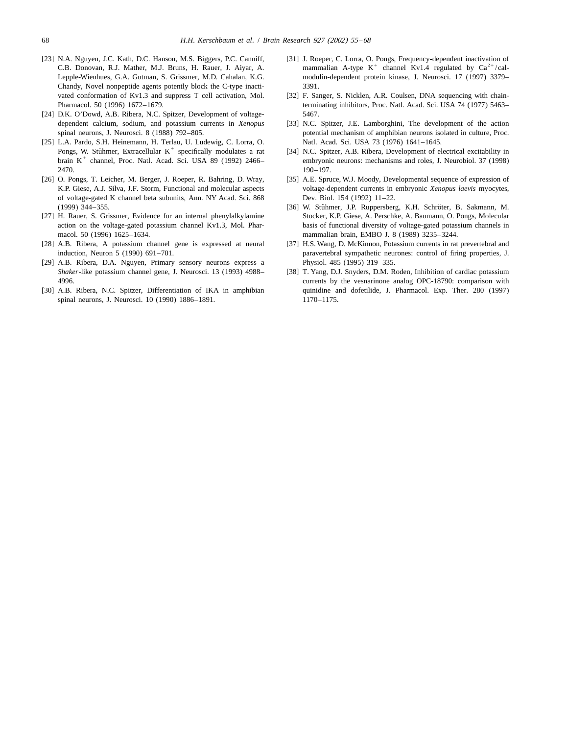[23] N.A. Nguyen, J.C. Kath, D.C. Hanson, M.S. Biggers, P.C. Canniff, C.B. Donovan, R.J. Mather, M.J. Bruns, H. Rauer, J. Aiyar, A. Lepple-Wienhues, G.A. Gutman, S. Grissmer, M.D. Cahalan, K.G. Chandy, Novel nonpeptide agents potently block the C-type inactivated conformation of Kv1.3 and suppress T cell activation, Mol. Pharmacol. 50 (1996) 1672–1679.

[24] D.K. O'Dowd, A.B. Ribera, N.C. Spitzer, Development of voltage-dependent calcium, sodium, and potassium currents in *Xenopus* spinal neurons, J. Neurosci. 8 (1988) 792–805.

[25] L.A. Pardo, S.H. Heinemann, H. Terlau, U. Ludewig, C. Lorra, O. Pongs, W. Stühmer, Extracellular $K^+$ specifically modulates a rat brain $K^+$ channel, Proc. Natl. Acad. Sci. USA 89 (1992) 2466–2470.

[26] O. Pongs, T. Leicher, M. Berger, J. Roeper, R. Bahring, D. Wray, K.P. Giese, A.J. Silva, J.F. Storm, Functional and molecular aspects of voltage-gated K channel beta subunits, Ann. NY Acad. Sci. 868 (1999) 344–355.

[27] H. Rauer, S. Grissmer, Evidence for an internal phenylalkylamine action on the voltage-gated potassium channel Kv1.3, Mol. Pharmacol. 50 (1996) 1625–1634.

[28] A.B. Ribera, A potassium channel gene is expressed at neural induction, Neuron 5 (1990) 691–701.

[29] A.B. Ribera, D.A. Nguyen, Primary sensory neurons express a *Shaker*-like potassium channel gene, J. Neurosci. 13 (1993) 4988–4996.

[30] A.B. Ribera, N.C. Spitzer, Differentiation of IKA in amphibian spinal neurons, J. Neurosci. 10 (1990) 1886–1891.

[31] J. Roeper, C. Lorra, O. Pongs, Frequency-dependent inactivation of mammalian A-type $K^+$ channel Kv1.4 regulated by $Ca^{2+}$/calmodulin-dependent protein kinase, J. Neurosci. 17 (1997) 3379–3391.

[32] F. Sanger, S. Nicklen, A.R. Coulsen, DNA sequencing with chain-terminating inhibitors, Proc. Natl. Acad. Sci. USA 74 (1977) 5463–5467.

[33] N.C. Spitzer, J.E. Lamborghini, The development of the action potential mechanism of amphibian neurons isolated in culture, Proc. Natl. Acad. Sci. USA 73 (1976) 1641–1645.

[34] N.C. Spitzer, A.B. Ribera, Development of electrical excitability in embryonic neurons: mechanisms and roles, J. Neurobiol. 37 (1998) 190–197.

[35] A.E. Spruce, W.J. Moody, Developmental sequence of expression of voltage-dependent currents in embryonic *Xenopus laevis* myocytes, Dev. Biol. 154 (1992) 11–22.

[36] W. Stühmer, J.P. Ruppersberg, K.H. Schröter, B. Sakmann, M. Stocker, K.P. Giese, A. Perschke, A. Baumann, O. Pongs, Molecular basis of functional diversity of voltage-gated potassium channels in mammalian brain, EMBO J. 8 (1989) 3235–3244.

[37] H.S. Wang, D. McKinnon, Potassium currents in rat prevertebral and paravertebral sympathetic neurones: control of firing properties, J. Physiol. 485 (1995) 319–335.

[38] T. Yang, D.J. Snyders, D.M. Roden, Inhibition of cardiac potassium currents by the vesnarinone analog OPC-18790: comparison with quinidine and dofetilide, J. Pharmacol. Exp. Ther. 280 (1997) 1170–1175.